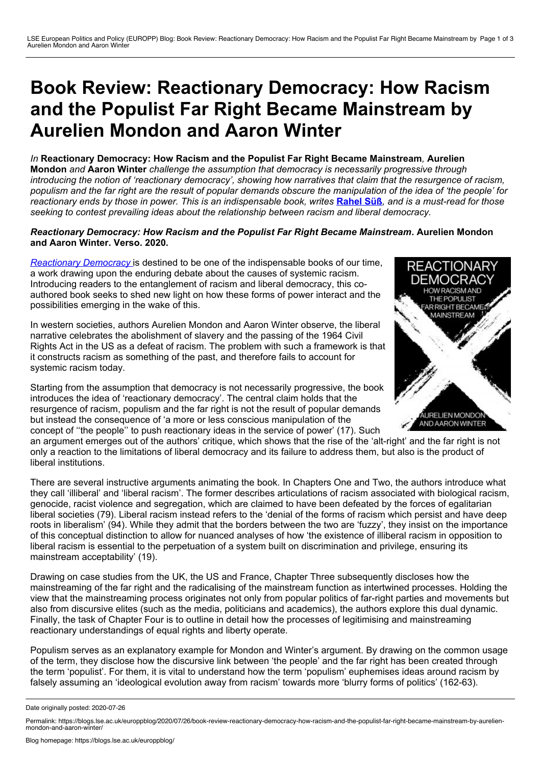# Book Review: Reactionary Democracy: How Racism and the Populist Far Right Became Mainstream by Aurelien Mondon and Aaron Winter

*In* **Reactionary Democracy: How Racism and the Populist Far Right Became Mainstream***,* **Aurelien Mondon** *and* **Aaron Winter** *challenge the assumption that democracy is necessarily progressive through introducing the notion of 'reactionary democracy', showing how narratives that claim that the resurgence of racism, populism and the far right are the result of popular demands obscure the manipulation of the idea of 'the people' for reactionary ends by those in power. This is an indispensable book, writes* **Rahel Süß***, and is a must-read for those seeking to contest prevailing ideas about the relationship between racism and liberal democracy.*

***Reactionary Democracy: How Racism and the Populist Far Right Became Mainstream*. Aurelien Mondon and Aaron Winter. Verso. 2020.**

*Reactionary Democracy* is destined to be one of the indispensable books of our time, a work drawing upon the enduring debate about the causes of systemic racism. Introducing readers to the entanglement of racism and liberal democracy, this co-authored book seeks to shed new light on how these forms of power interact and the possibilities emerging in the wake of this.

In western societies, authors Aurelien Mondon and Aaron Winter observe, the liberal narrative celebrates the abolishment of slavery and the passing of the 1964 Civil Rights Act in the US as a defeat of racism. The problem with such a framework is that it constructs racism as something of the past, and therefore fails to account for systemic racism today.

Starting from the assumption that democracy is not necessarily progressive, the book introduces the idea of 'reactionary democracy'. The central claim holds that the resurgence of racism, populism and the far right is not the result of popular demands but instead the consequence of 'a more or less conscious manipulation of the concept of ''the people'' to push reactionary ideas in the service of power' (17). Such an argument emerges out of the authors' critique, which shows that the rise of the 'alt-right' and the far right is not only a reaction to the limitations of liberal democracy and its failure to address them, but also is the product of liberal institutions.

There are several instructive arguments animating the book. In Chapters One and Two, the authors introduce what they call 'illiberal' and 'liberal racism'. The former describes articulations of racism associated with biological racism, genocide, racist violence and segregation, which are claimed to have been defeated by the forces of egalitarian liberal societies (79). Liberal racism instead refers to the 'denial of the forms of racism which persist and have deep roots in liberalism' (94). While they admit that the borders between the two are 'fuzzy', they insist on the importance of this conceptual distinction to allow for nuanced analyses of how 'the existence of illiberal racism in opposition to liberal racism is essential to the perpetuation of a system built on discrimination and privilege, ensuring its mainstream acceptability' (19).

Drawing on case studies from the UK, the US and France, Chapter Three subsequently discloses how the mainstreaming of the far right and the radicalising of the mainstream function as intertwined processes. Holding the view that the mainstreaming process originates not only from popular politics of far-right parties and movements but also from discursive elites (such as the media, politicians and academics), the authors explore this dual dynamic. Finally, the task of Chapter Four is to outline in detail how the processes of legitimising and mainstreaming reactionary understandings of equal rights and liberty operate.

Populism serves as an explanatory example for Mondon and Winter's argument. By drawing on the common usage of the term, they disclose how the discursive link between 'the people' and the far right has been created through the term 'populist'. For them, it is vital to understand how the term 'populism' euphemises ideas around racism by falsely assuming an 'ideological evolution away from racism' towards more 'blurry forms of politics' (162-63).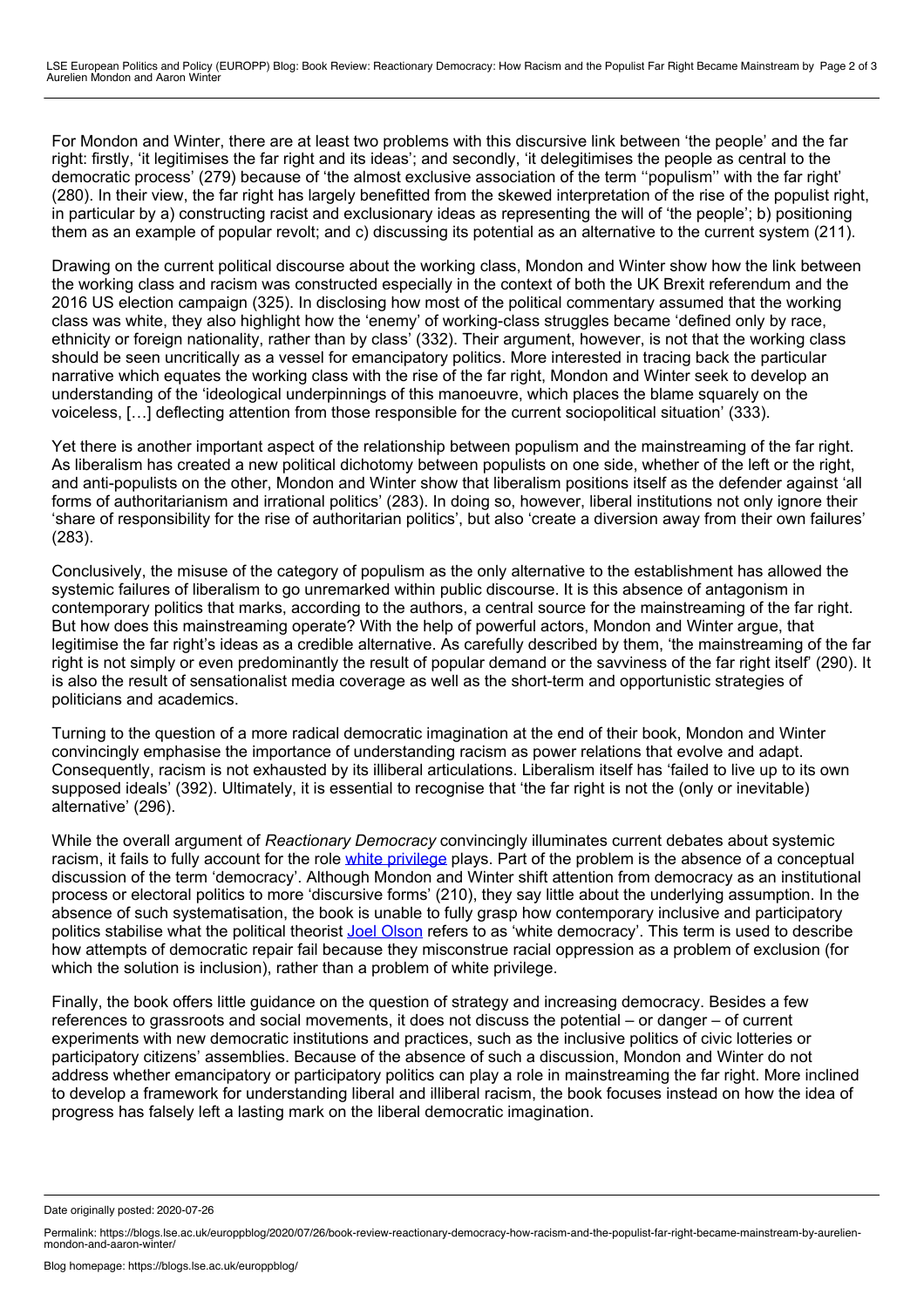For Mondon and Winter, there are at least two problems with this discursive link between 'the people' and the far right: firstly, 'it legitimises the far right and its ideas'; and secondly, 'it delegitimises the people as central to the democratic process' (279) because of 'the almost exclusive association of the term ''populism'' with the far right' (280). In their view, the far right has largely benefitted from the skewed interpretation of the rise of the populist right, in particular by a) constructing racist and exclusionary ideas as representing the will of 'the people'; b) positioning them as an example of popular revolt; and c) discussing its potential as an alternative to the current system (211).

Drawing on the current political discourse about the working class, Mondon and Winter show how the link between the working class and racism was constructed especially in the context of both the UK Brexit referendum and the 2016 US election campaign (325). In disclosing how most of the political commentary assumed that the working class was white, they also highlight how the 'enemy' of working-class struggles became 'defined only by race, ethnicity or foreign nationality, rather than by class' (332). Their argument, however, is not that the working class should be seen uncritically as a vessel for emancipatory politics. More interested in tracing back the particular narrative which equates the working class with the rise of the far right, Mondon and Winter seek to develop an understanding of the 'ideological underpinnings of this manoeuvre, which places the blame squarely on the voiceless, […] deflecting attention from those responsible for the current sociopolitical situation' (333).

Yet there is another important aspect of the relationship between populism and the mainstreaming of the far right. As liberalism has created a new political dichotomy between populists on one side, whether of the left or the right, and anti-populists on the other, Mondon and Winter show that liberalism positions itself as the defender against 'all forms of authoritarianism and irrational politics' (283). In doing so, however, liberal institutions not only ignore their 'share of responsibility for the rise of authoritarian politics', but also 'create a diversion away from their own failures' (283).

Conclusively, the misuse of the category of populism as the only alternative to the establishment has allowed the systemic failures of liberalism to go unremarked within public discourse. It is this absence of antagonism in contemporary politics that marks, according to the authors, a central source for the mainstreaming of the far right. But how does this mainstreaming operate? With the help of powerful actors, Mondon and Winter argue, that legitimise the far right's ideas as a credible alternative. As carefully described by them, 'the mainstreaming of the far right is not simply or even predominantly the result of popular demand or the savviness of the far right itself' (290). It is also the result of sensationalist media coverage as well as the short-term and opportunistic strategies of politicians and academics.

Turning to the question of a more radical democratic imagination at the end of their book, Mondon and Winter convincingly emphasise the importance of understanding racism as power relations that evolve and adapt. Consequently, racism is not exhausted by its illiberal articulations. Liberalism itself has 'failed to live up to its own supposed ideals' (392). Ultimately, it is essential to recognise that 'the far right is not the (only or inevitable) alternative' (296).

While the overall argument of *Reactionary Democracy* convincingly illuminates current debates about systemic racism, it fails to fully account for the role white privilege plays. Part of the problem is the absence of a conceptual discussion of the term 'democracy'. Although Mondon and Winter shift attention from democracy as an institutional process or electoral politics to more 'discursive forms' (210), they say little about the underlying assumption. In the absence of such systematisation, the book is unable to fully grasp how contemporary inclusive and participatory politics stabilise what the political theorist Joel Olson refers to as 'white democracy'. This term is used to describe how attempts of democratic repair fail because they misconstrue racial oppression as a problem of exclusion (for which the solution is inclusion), rather than a problem of white privilege.

Finally, the book offers little guidance on the question of strategy and increasing democracy. Besides a few references to grassroots and social movements, it does not discuss the potential – or danger – of current experiments with new democratic institutions and practices, such as the inclusive politics of civic lotteries or participatory citizens' assemblies. Because of the absence of such a discussion, Mondon and Winter do not address whether emancipatory or participatory politics can play a role in mainstreaming the far right. More inclined to develop a framework for understanding liberal and illiberal racism, the book focuses instead on how the idea of progress has falsely left a lasting mark on the liberal democratic imagination.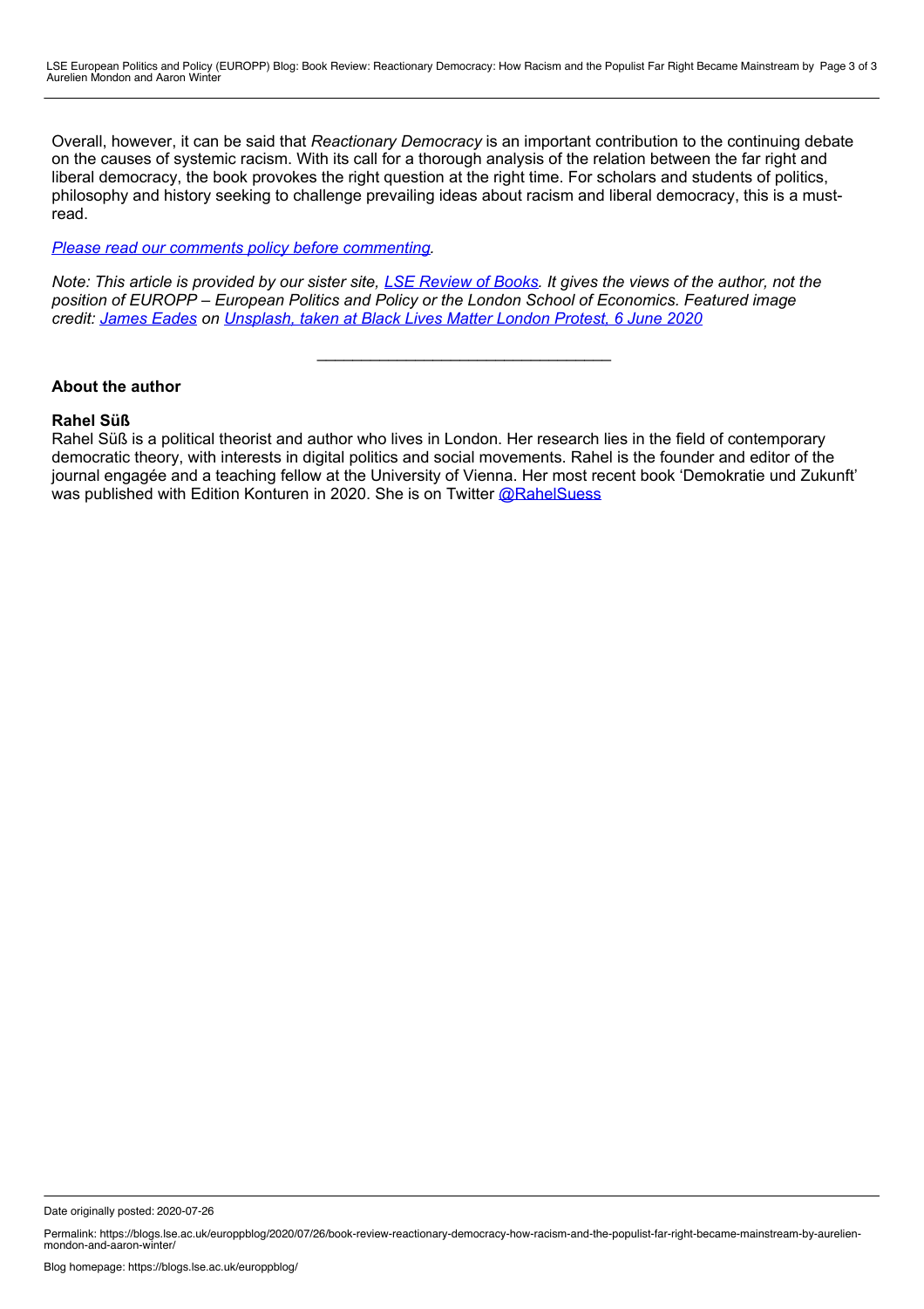Overall, however, it can be said that *Reactionary Democracy* is an important contribution to the continuing debate on the causes of systemic racism. With its call for a thorough analysis of the relation between the far right and liberal democracy, the book provokes the right question at the right time. For scholars and students of politics, philosophy and history seeking to challenge prevailing ideas about racism and liberal democracy, this is a must-read.

*Please read our comments policy before commenting.*

*Note: This article is provided by our sister site, LSE Review of Books. It gives the views of the author, not the position of EUROPP – European Politics and Policy or the London School of Economics. Featured image credit: James Eades on Unsplash, taken at Black Lives Matter London Protest, 6 June 2020*

---

**About the author**

**Rahel Süß**
Rahel Süß is a political theorist and author who lives in London. Her research lies in the field of contemporary democratic theory, with interests in digital politics and social movements. Rahel is the founder and editor of the journal engagée and a teaching fellow at the University of Vienna. Her most recent book 'Demokratie und Zukunft' was published with Edition Konturen in 2020. She is on Twitter @RahelSuess

Date originally posted: 2020-07-26

Permalink: https://blogs.lse.ac.uk/europpblog/2020/07/26/book-review-reactionary-democracy-how-racism-and-the-populist-far-right-became-mainstream-by-aurelien-mondon-and-aaron-winter/

Blog homepage: https://blogs.lse.ac.uk/europpblog/